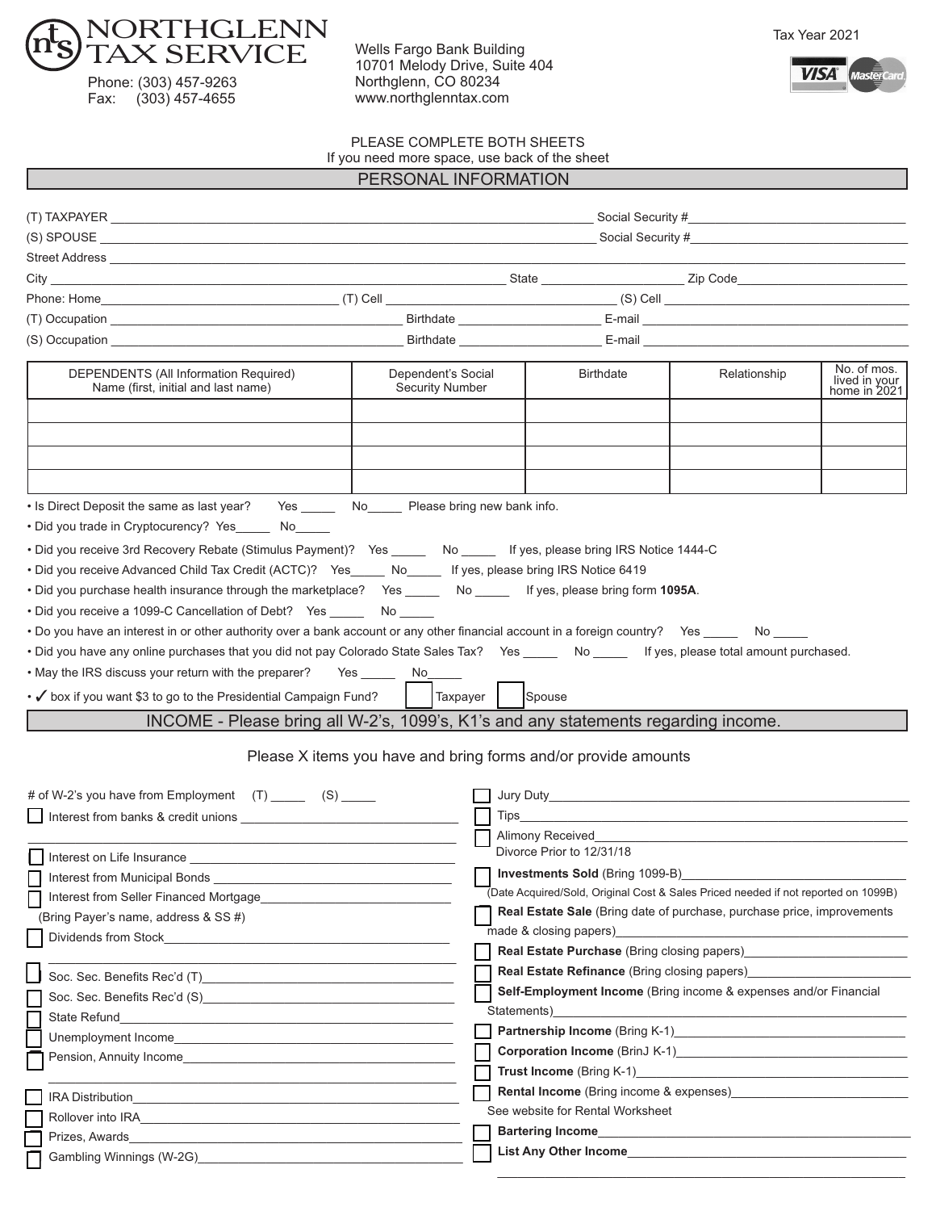# NORTHGLENN TAX SERVICE

Phone: (303) 457-9263
Fax: (303) 457-4655

Wells Fargo Bank Building
10701 Melody Drive, Suite 404
Northglenn, CO 80234
www.northglenntax.com

Tax Year 2021

PLEASE COMPLETE BOTH SHEETS
If you need more space, use back of the sheet

## PERSONAL INFORMATION

(T) TAXPAYER ______________________ Social Security #______________

(S) SPOUSE ______________________ Social Security #______________

Street Address ______________________

City ______________ State ______________ Zip Code______________

Phone: Home______________ (T) Cell ______________ (S) Cell ______________

(T) Occupation ______________ Birthdate ______________ E-mail ______________

(S) Occupation ______________ Birthdate ______________ E-mail ______________

| DEPENDENTS (All Information Required) Name (first, initial and last name) | Dependent's Social Security Number | Birthdate | Relationship | No. of mos. lived in your home in 2021 |
|---|---|---|---|---|
| | | | | |
| | | | | |
| | | | | |
| | | | | |

- Is Direct Deposit the same as last year? Yes _____ No_____ Please bring new bank info.
- Did you trade in Cryptocurency? Yes_____ No_____
- Did you receive 3rd Recovery Rebate (Stimulus Payment)? Yes _____ No _____ If yes, please bring IRS Notice 1444-C
- Did you receive Advanced Child Tax Credit (ACTC)? Yes_____ No_____ If yes, please bring IRS Notice 6419
- Did you purchase health insurance through the marketplace? Yes _____ No _____ If yes, please bring form **1095A**.
- Did you receive a 1099-C Cancellation of Debt? Yes _____ No _____
- Do you have an interest in or other authority over a bank account or any other financial account in a foreign country? Yes _____ No _____
- Did you have any online purchases that you did not pay Colorado State Sales Tax? Yes _____ No _____ If yes, please total amount purchased.
- May the IRS discuss your return with the preparer? Yes _____ No_____
- ✓ box if you want $3 to go to the Presidential Campaign Fund? ☐ Taxpayer ☐ Spouse

## INCOME - Please bring all W-2's, 1099's, K1's and any statements regarding income.

Please X items you have and bring forms and/or provide amounts

# of W-2's you have from Employment (T) _____ (S) _____

- ☐ Interest from banks & credit unions ______________
- ☐ Interest on Life Insurance ______________
- ☐ Interest from Municipal Bonds ______________
- ☐ Interest from Seller Financed Mortgage______________ (Bring Payer's name, address & SS #)
- ☐ Dividends from Stock______________
- ☐ Soc. Sec. Benefits Rec'd (T)______________
- ☐ Soc. Sec. Benefits Rec'd (S)______________
- ☐ State Refund______________
- ☐ Unemployment Income______________
- ☐ Pension, Annuity Income______________
- ☐ IRA Distribution______________
- ☐ Rollover into IRA______________
- ☐ Prizes, Awards______________
- ☐ Gambling Winnings (W-2G)______________
- ☐ Jury Duty______________
- ☐ Tips______________
- ☐ Alimony Received______________ Divorce Prior to 12/31/18
- ☐ **Investments Sold** (Bring 1099-B)______________ (Date Acquired/Sold, Original Cost & Sales Priced needed if not reported on 1099B)
- ☐ **Real Estate Sale** (Bring date of purchase, purchase price, improvements made & closing papers)______________
- ☐ **Real Estate Purchase** (Bring closing papers)______________
- ☐ **Real Estate Refinance** (Bring closing papers)______________
- ☐ **Self-Employment Income** (Bring income & expenses and/or Financial Statements)______________
- ☐ **Partnership Income** (Bring K-1)______________
- ☐ **Corporation Income** (BrinJ K-1)______________
- ☐ **Trust Income** (Bring K-1)______________
- ☐ **Rental Income** (Bring income & expenses)______________ See website for Rental Worksheet
- ☐ **Bartering Income**______________
- ☐ **List Any Other Income**______________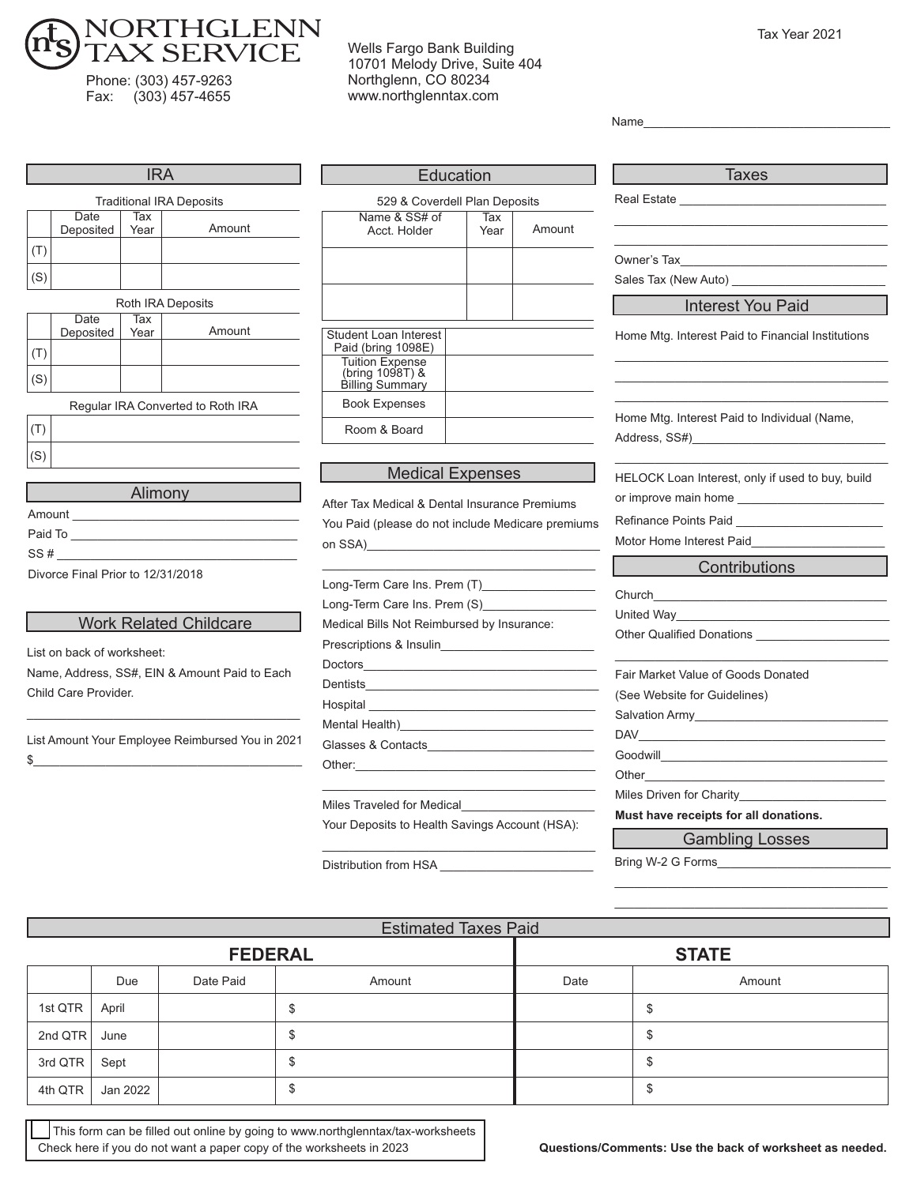# NORTHGLENN TAX SERVICE

Phone: (303) 457-9263
Fax: (303) 457-4655

Wells Fargo Bank Building
10701 Melody Drive, Suite 404
Northglenn, CO 80234
www.northglenntax.com

Tax Year 2021

Name

## IRA

Traditional IRA Deposits

| | Date Deposited | Tax Year | Amount |
|---|---|---|---|
| (T) | | | |
| (S) | | | |

Roth IRA Deposits

| | Date Deposited | Tax Year | Amount |
|---|---|---|---|
| (T) | | | |
| (S) | | | |

Regular IRA Converted to Roth IRA

| | |
|---|---|
| (T) | |
| (S) | |

## Alimony

Amount

Paid To

SS #

Divorce Final Prior to 12/31/2018

## Work Related Childcare

List on back of worksheet:

Name, Address, SS#, EIN & Amount Paid to Each Child Care Provider.

List Amount Your Employee Reimbursed You in 2021

$

## Education

529 & Coverdell Plan Deposits

| Name & SS# of Acct. Holder | Tax Year | Amount |
|---|---|---|
| | | |
| | | |

| | |
|---|---|
| Student Loan Interest Paid (bring 1098E) | |
| Tuition Expense (bring 1098T) & Billing Summary | |
| Book Expenses | |
| Room & Board | |

## Medical Expenses

After Tax Medical & Dental Insurance Premiums You Paid (please do not include Medicare premiums on SSA)

Long-Term Care Ins. Prem (T)

Long-Term Care Ins. Prem (S)

Medical Bills Not Reimbursed by Insurance:

Prescriptions & Insulin

Doctors

Dentists

Hospital

Mental Health)

Glasses & Contacts

Other:

Miles Traveled for Medical

Your Deposits to Health Savings Account (HSA):

Distribution from HSA

## Taxes

Real Estate

Owner's Tax

Sales Tax (New Auto)

## Interest You Paid

Home Mtg. Interest Paid to Financial Institutions

Home Mtg. Interest Paid to Individual (Name, Address, SS#)

HELOCK Loan Interest, only if used to buy, build or improve main home

Refinance Points Paid

Motor Home Interest Paid

## Contributions

Church

United Way

Other Qualified Donations

Fair Market Value of Goods Donated (See Website for Guidelines)

Salvation Army

DAV

Goodwill

Other

Miles Driven for Charity

**Must have receipts for all donations.**

## Gambling Losses

Bring W-2 G Forms

## Estimated Taxes Paid

| | FEDERAL | | | STATE | |
|---|---|---|---|---|---|
| | Due | Date Paid | Amount | Date | Amount |
| 1st QTR | April | | $ | | $ |
| 2nd QTR | June | | $ | | $ |
| 3rd QTR | Sept | | $ | | $ |
| 4th QTR | Jan 2022 | | $ | | $ |

☐ This form can be filled out online by going to www.northglenntax/tax-worksheets
Check here if you do not want a paper copy of the worksheets in 2023

**Questions/Comments: Use the back of worksheet as needed.**